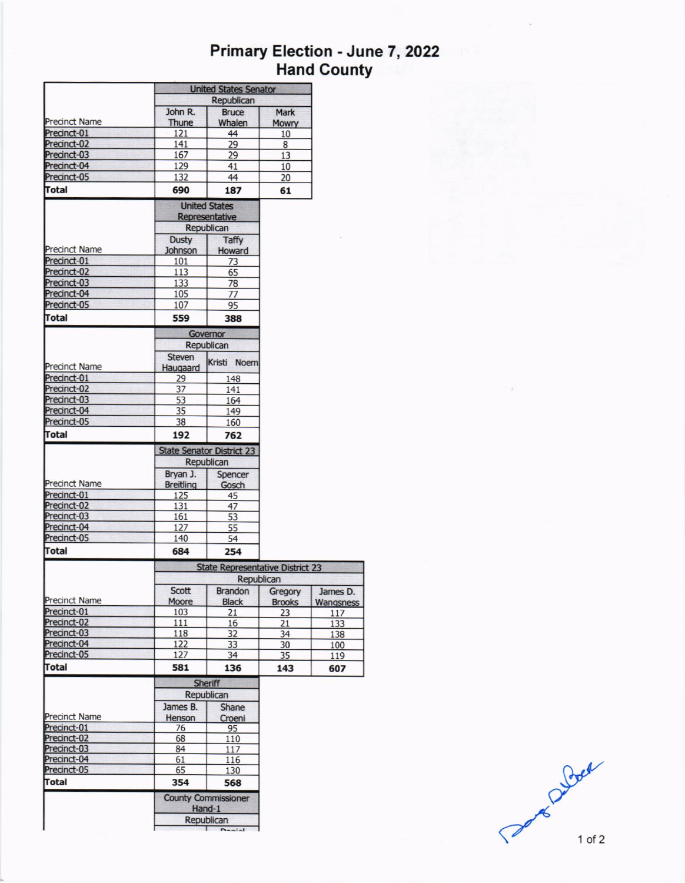# Primary Election - June 7, 2022
## Hand County

| Precinct Name | United States Senator | | |
|---|---|---|---|
| | Republican | | |
| | John R. Thune | Bruce Whalen | Mark Mowry |
| Precinct-01 | 121 | 44 | 10 |
| Precinct-02 | 141 | 29 | 8 |
| Precinct-03 | 167 | 29 | 13 |
| Precinct-04 | 129 | 41 | 10 |
| Precinct-05 | 132 | 44 | 20 |
| **Total** | **690** | **187** | **61** |

| Precinct Name | United States Representative | |
|---|---|---|
| | Republican | |
| | Dusty Johnson | Taffy Howard |
| Precinct-01 | 101 | 73 |
| Precinct-02 | 113 | 65 |
| Precinct-03 | 133 | 78 |
| Precinct-04 | 105 | 77 |
| Precinct-05 | 107 | 95 |
| **Total** | **559** | **388** |

| Precinct Name | Governor | |
|---|---|---|
| | Republican | |
| | Steven Haugaard | Kristi Noem |
| Precinct-01 | 29 | 148 |
| Precinct-02 | 37 | 141 |
| Precinct-03 | 53 | 164 |
| Precinct-04 | 35 | 149 |
| Precinct-05 | 38 | 160 |
| **Total** | **192** | **762** |

| Precinct Name | State Senator District 23 | |
|---|---|---|
| | Republican | |
| | Bryan J. Breitling | Spencer Gosch |
| Precinct-01 | 125 | 45 |
| Precinct-02 | 131 | 47 |
| Precinct-03 | 161 | 53 |
| Precinct-04 | 127 | 55 |
| Precinct-05 | 140 | 54 |
| **Total** | **684** | **254** |

| Precinct Name | State Representative District 23 | | | |
|---|---|---|---|---|
| | Republican | | | |
| | Scott Moore | Brandon Black | Gregory Brooks | James D. Wangsness |
| Precinct-01 | 103 | 21 | 23 | 117 |
| Precinct-02 | 111 | 16 | 21 | 133 |
| Precinct-03 | 118 | 32 | 34 | 138 |
| Precinct-04 | 122 | 33 | 30 | 100 |
| Precinct-05 | 127 | 34 | 35 | 119 |
| **Total** | **581** | **136** | **143** | **607** |

| Precinct Name | Sheriff | |
|---|---|---|
| | Republican | |
| | James B. Henson | Shane Croeni |
| Precinct-01 | 76 | 95 |
| Precinct-02 | 68 | 110 |
| Precinct-03 | 84 | 117 |
| Precinct-04 | 61 | 116 |
| Precinct-05 | 65 | 130 |
| **Total** | **354** | **568** |

| | County Commissioner Hand-1 | |
|---|---|---|
| | Republican | |
| | | Daniel |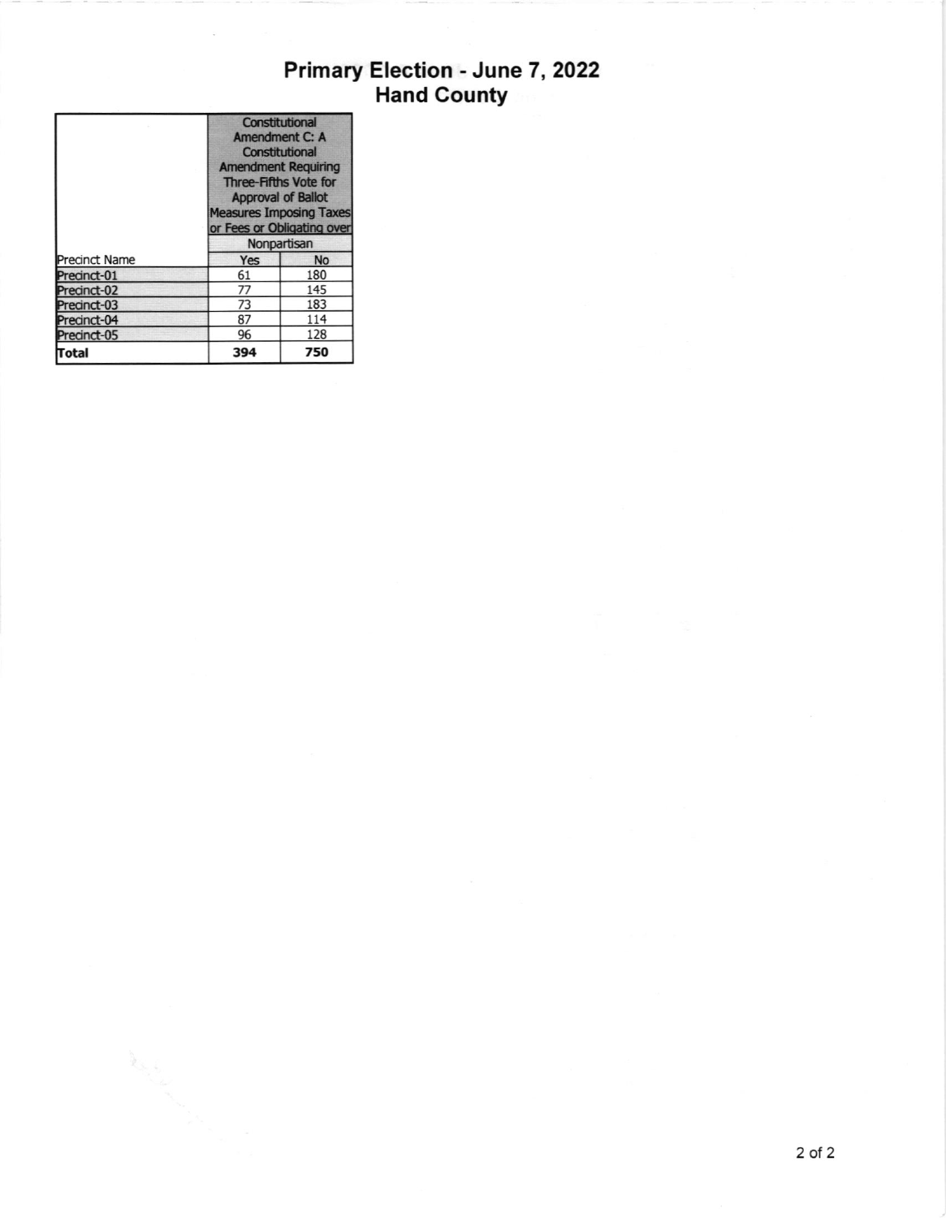# Primary Election - June 7, 2022
## Hand County

| Precinct Name | Constitutional Amendment C: A Constitutional Amendment Requiring Three-Fifths Vote for Approval of Ballot Measures Imposing Taxes or Fees or Obligating over | |
|---|---|---|
| | Nonpartisan | |
| | Yes | No |
| Precinct-01 | 61 | 180 |
| Precinct-02 | 77 | 145 |
| Precinct-03 | 73 | 183 |
| Precinct-04 | 87 | 114 |
| Precinct-05 | 96 | 128 |
| **Total** | **394** | **750** |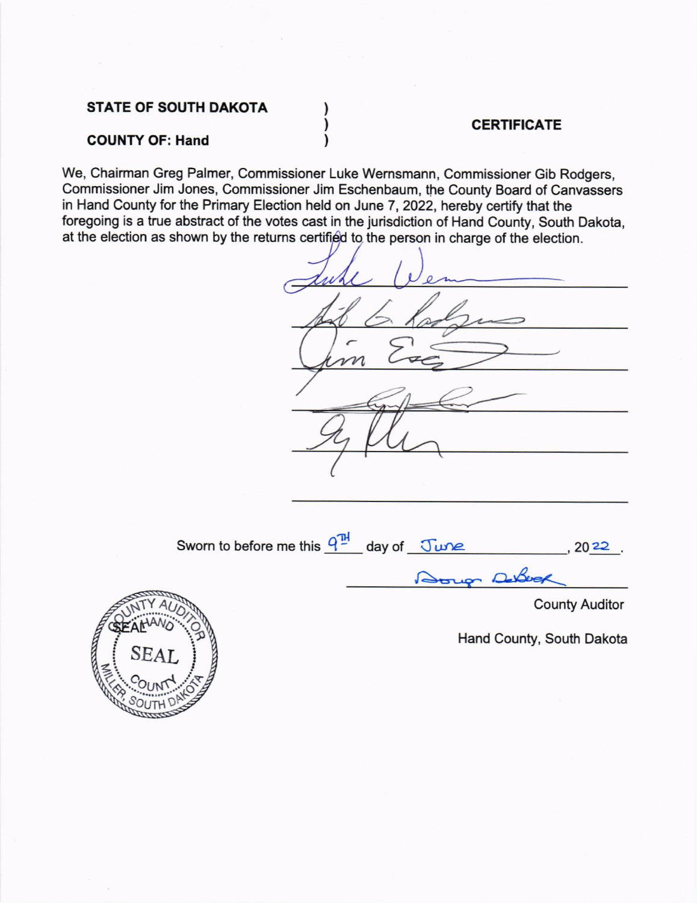**STATE OF SOUTH DAKOTA** )
) **CERTIFICATE**
**COUNTY OF: Hand** )

We, Chairman Greg Palmer, Commissioner Luke Wernsmann, Commissioner Gib Rodgers, Commissioner Jim Jones, Commissioner Jim Eschenbaum, the County Board of Canvassers in Hand County for the Primary Election held on June 7, 2022, hereby certify that the foregoing is a true abstract of the votes cast in the jurisdiction of Hand County, South Dakota, at the election as shown by the returns certified to the person in charge of the election.

\_\_\_\_\_\_\_\_\_\_\_\_\_\_\_\_\_\_\_\_\_\_\_\_\_\_\_\_\_\_

\_\_\_\_\_\_\_\_\_\_\_\_\_\_\_\_\_\_\_\_\_\_\_\_\_\_\_\_\_\_

\_\_\_\_\_\_\_\_\_\_\_\_\_\_\_\_\_\_\_\_\_\_\_\_\_\_\_\_\_\_

\_\_\_\_\_\_\_\_\_\_\_\_\_\_\_\_\_\_\_\_\_\_\_\_\_\_\_\_\_\_

\_\_\_\_\_\_\_\_\_\_\_\_\_\_\_\_\_\_\_\_\_\_\_\_\_\_\_\_\_\_

\_\_\_\_\_\_\_\_\_\_\_\_\_\_\_\_\_\_\_\_\_\_\_\_\_\_\_\_\_\_

Sworn to before me this 9TH day of June, 2022.

\_\_\_\_\_\_\_\_\_\_\_\_\_\_\_\_\_\_\_\_\_\_\_\_\_\_\_\_\_\_

County Auditor

Hand County, South Dakota

SEAL